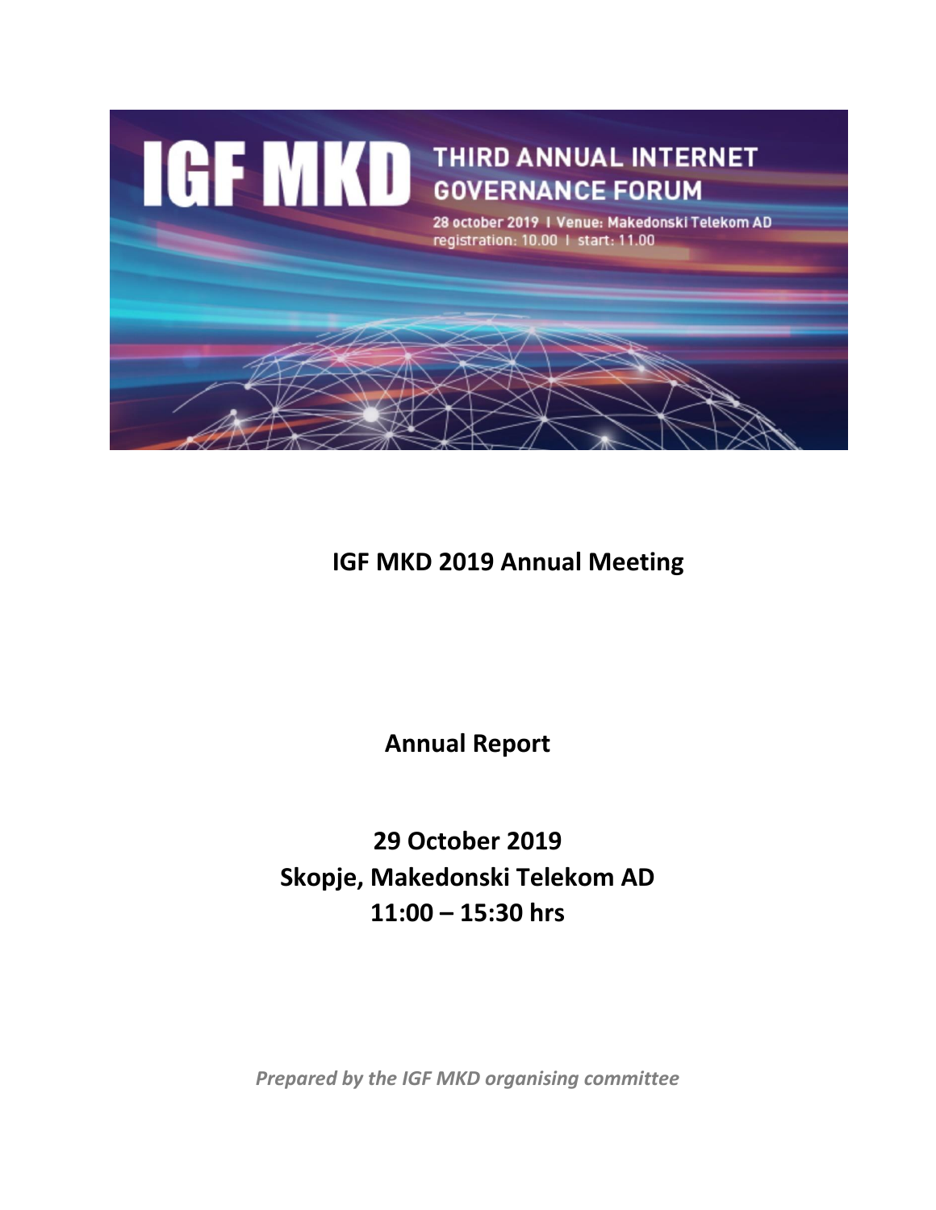IGF MKD

THIRD ANNUAL INTERNET GOVERNANCE FORUM

28 october 2019 I Venue: Makedonski Telekom AD
registration: 10.00 I start: 11.00

# IGF MKD 2019 Annual Meeting

## Annual Report

## 29 October 2019
## Skopje, Makedonski Telekom AD
## 11:00 – 15:30 hrs

***Prepared by the IGF MKD organising committee***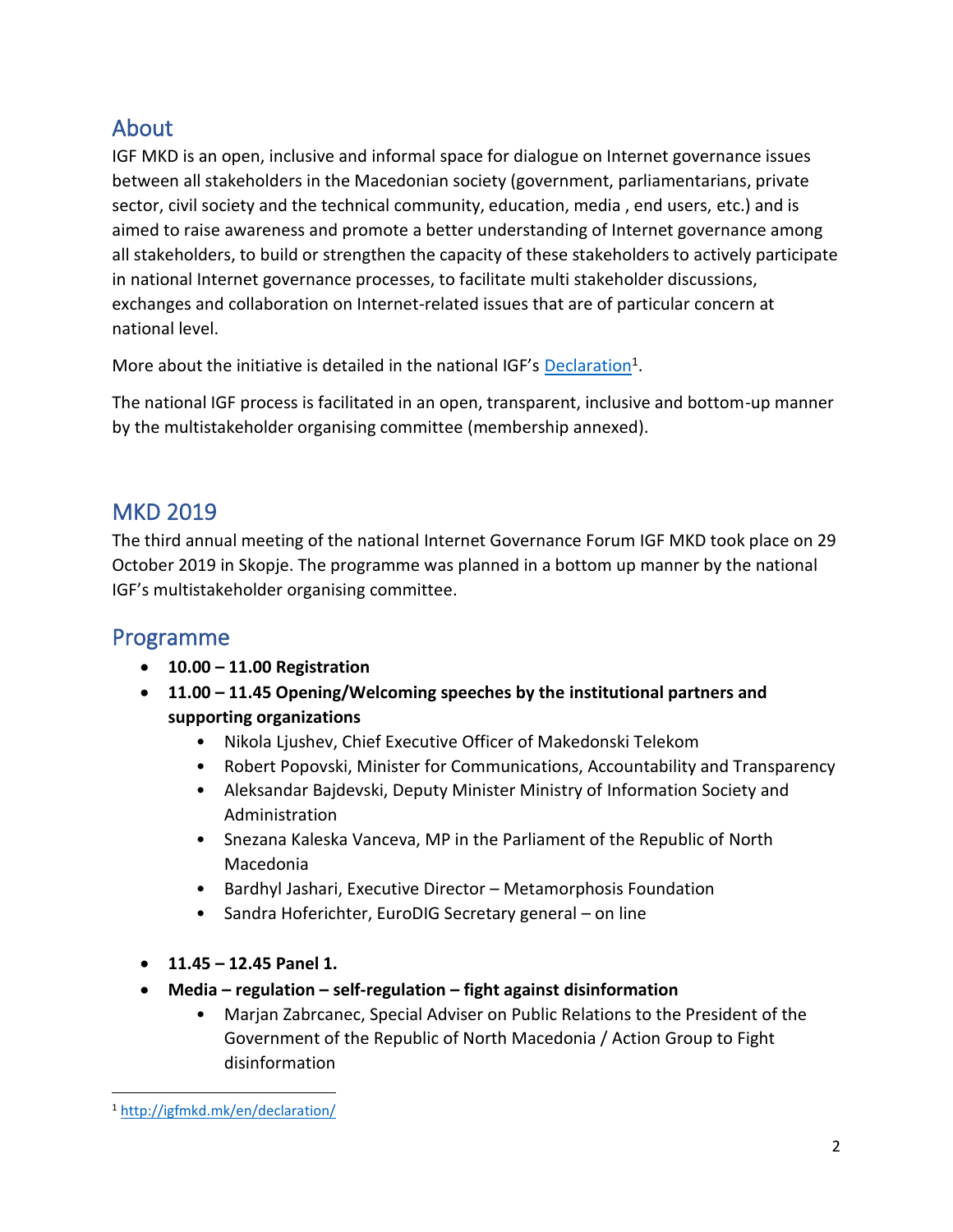## About

IGF MKD is an open, inclusive and informal space for dialogue on Internet governance issues between all stakeholders in the Macedonian society (government, parliamentarians, private sector, civil society and the technical community, education, media , end users, etc.) and is aimed to raise awareness and promote a better understanding of Internet governance among all stakeholders, to build or strengthen the capacity of these stakeholders to actively participate in national Internet governance processes, to facilitate multi stakeholder discussions, exchanges and collaboration on Internet-related issues that are of particular concern at national level.

More about the initiative is detailed in the national IGF's Declaration[1].

The national IGF process is facilitated in an open, transparent, inclusive and bottom-up manner by the multistakeholder organising committee (membership annexed).

## MKD 2019

The third annual meeting of the national Internet Governance Forum IGF MKD took place on 29 October 2019 in Skopje. The programme was planned in a bottom up manner by the national IGF's multistakeholder organising committee.

## Programme

- **10.00 – 11.00 Registration**
- **11.00 – 11.45 Opening/Welcoming speeches by the institutional partners and supporting organizations**
  - Nikola Ljushev, Chief Executive Officer of Makedonski Telekom
  - Robert Popovski, Minister for Communications, Accountability and Transparency
  - Aleksandar Bajdevski, Deputy Minister Ministry of Information Society and Administration
  - Snezana Kaleska Vanceva, MP in the Parliament of the Republic of North Macedonia
  - Bardhyl Jashari, Executive Director – Metamorphosis Foundation
  - Sandra Hoferichter, EuroDIG Secretary general – on line
- **11.45 – 12.45 Panel 1.**
- **Media – regulation – self-regulation – fight against disinformation**
  - Marjan Zabrcanec, Special Adviser on Public Relations to the President of the Government of the Republic of North Macedonia / Action Group to Fight disinformation

[1] http://igfmkd.mk/en/declaration/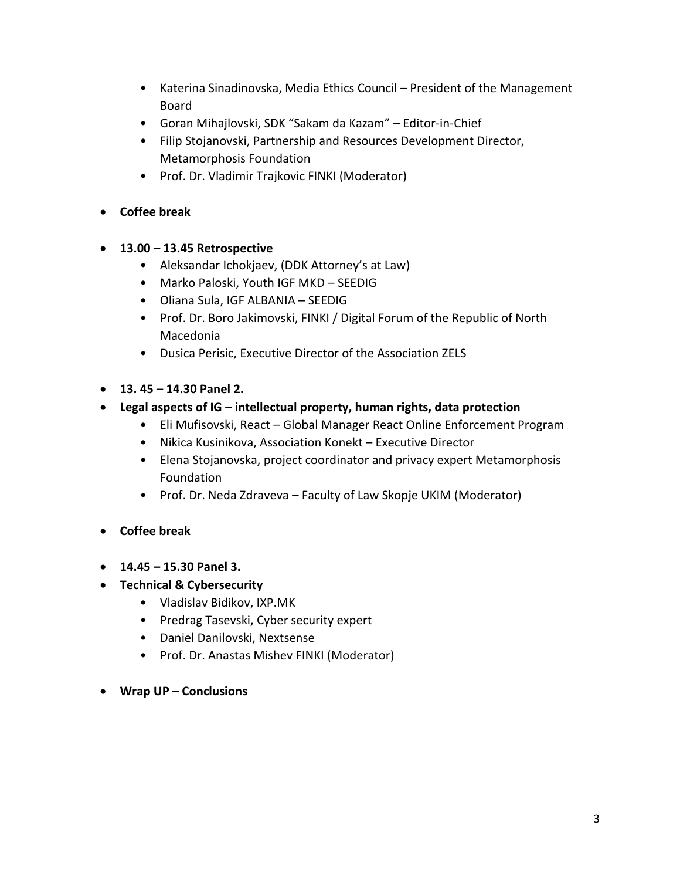- Katerina Sinadinovska, Media Ethics Council – President of the Management Board
- Goran Mihajlovski, SDK "Sakam da Kazam" – Editor-in-Chief
- Filip Stojanovski, Partnership and Resources Development Director, Metamorphosis Foundation
- Prof. Dr. Vladimir Trajkovic FINKI (Moderator)

- **Coffee break**

- **13.00 – 13.45 Retrospective**
  - Aleksandar Ichokjaev, (DDK Attorney's at Law)
  - Marko Paloski, Youth IGF MKD – SEEDIG
  - Oliana Sula, IGF ALBANIA – SEEDIG
  - Prof. Dr. Boro Jakimovski, FINKI / Digital Forum of the Republic of North Macedonia
  - Dusica Perisic, Executive Director of the Association ZELS

- **13. 45 – 14.30 Panel 2.**
- **Legal aspects of IG – intellectual property, human rights, data protection**
  - Eli Mufisovski, React – Global Manager React Online Enforcement Program
  - Nikica Kusinikova, Association Konekt – Executive Director
  - Elena Stojanovska, project coordinator and privacy expert Metamorphosis Foundation
  - Prof. Dr. Neda Zdraveva – Faculty of Law Skopje UKIM (Moderator)

- **Coffee break**

- **14.45 – 15.30 Panel 3.**
- **Technical & Cybersecurity**
  - Vladislav Bidikov, IXP.MK
  - Predrag Tasevski, Cyber security expert
  - Daniel Danilovski, Nextsense
  - Prof. Dr. Anastas Mishev FINKI (Moderator)

- **Wrap UP – Conclusions**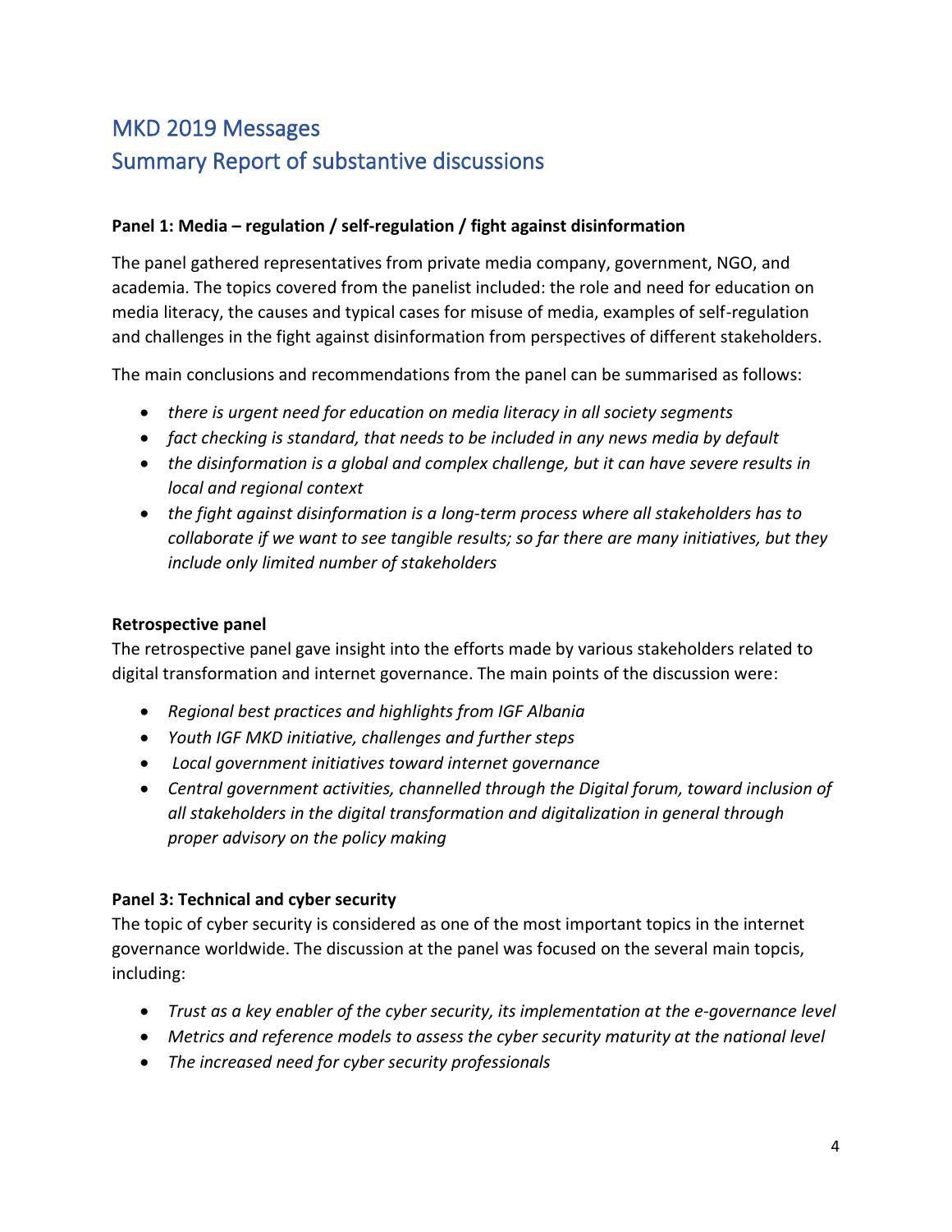# MKD 2019 Messages
# Summary Report of substantive discussions

**Panel 1: Media – regulation / self-regulation / fight against disinformation**

The panel gathered representatives from private media company, government, NGO, and academia. The topics covered from the panelist included: the role and need for education on media literacy, the causes and typical cases for misuse of media, examples of self-regulation and challenges in the fight against disinformation from perspectives of different stakeholders.

The main conclusions and recommendations from the panel can be summarised as follows:

- *there is urgent need for education on media literacy in all society segments*
- *fact checking is standard, that needs to be included in any news media by default*
- *the disinformation is a global and complex challenge, but it can have severe results in local and regional context*
- *the fight against disinformation is a long-term process where all stakeholders has to collaborate if we want to see tangible results; so far there are many initiatives, but they include only limited number of stakeholders*

**Retrospective panel**

The retrospective panel gave insight into the efforts made by various stakeholders related to digital transformation and internet governance. The main points of the discussion were:

- *Regional best practices and highlights from IGF Albania*
- *Youth IGF MKD initiative, challenges and further steps*
- *Local government initiatives toward internet governance*
- *Central government activities, channelled through the Digital forum, toward inclusion of all stakeholders in the digital transformation and digitalization in general through proper advisory on the policy making*

**Panel 3: Technical and cyber security**

The topic of cyber security is considered as one of the most important topics in the internet governance worldwide. The discussion at the panel was focused on the several main topcis, including:

- *Trust as a key enabler of the cyber security, its implementation at the e-governance level*
- *Metrics and reference models to assess the cyber security maturity at the national level*
- *The increased need for cyber security professionals*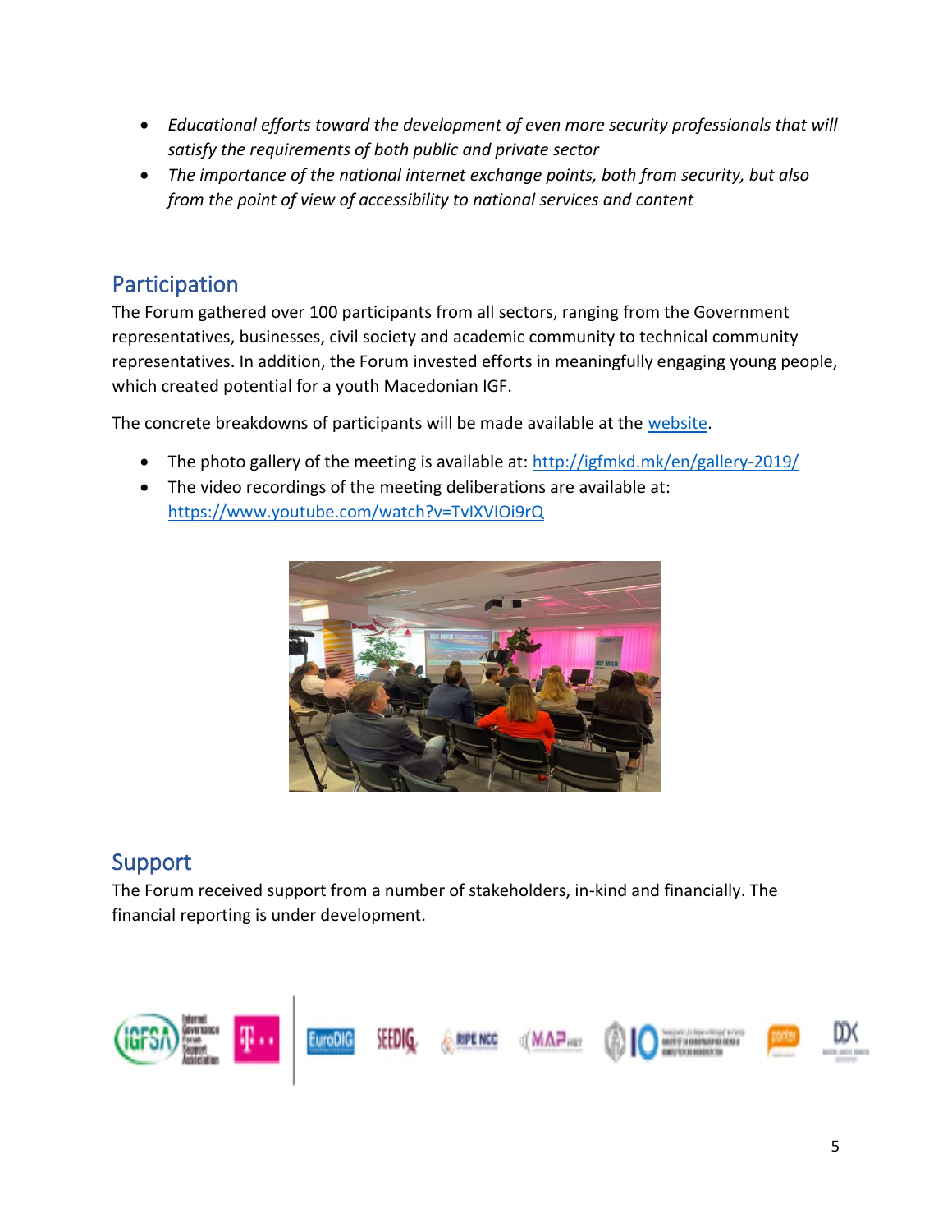- *Educational efforts toward the development of even more security professionals that will satisfy the requirements of both public and private sector*
- *The importance of the national internet exchange points, both from security, but also from the point of view of accessibility to national services and content*

## Participation

The Forum gathered over 100 participants from all sectors, ranging from the Government representatives, businesses, civil society and academic community to technical community representatives. In addition, the Forum invested efforts in meaningfully engaging young people, which created potential for a youth Macedonian IGF.

The concrete breakdowns of participants will be made available at the [website](#).

- The photo gallery of the meeting is available at: [http://igfmkd.mk/en/gallery-2019/](http://igfmkd.mk/en/gallery-2019/)
- The video recordings of the meeting deliberations are available at: [https://www.youtube.com/watch?v=TvIXVIOi9rQ](https://www.youtube.com/watch?v=TvIXVIOi9rQ)

## Support

The Forum received support from a number of stakeholders, in-kind and financially. The financial reporting is under development.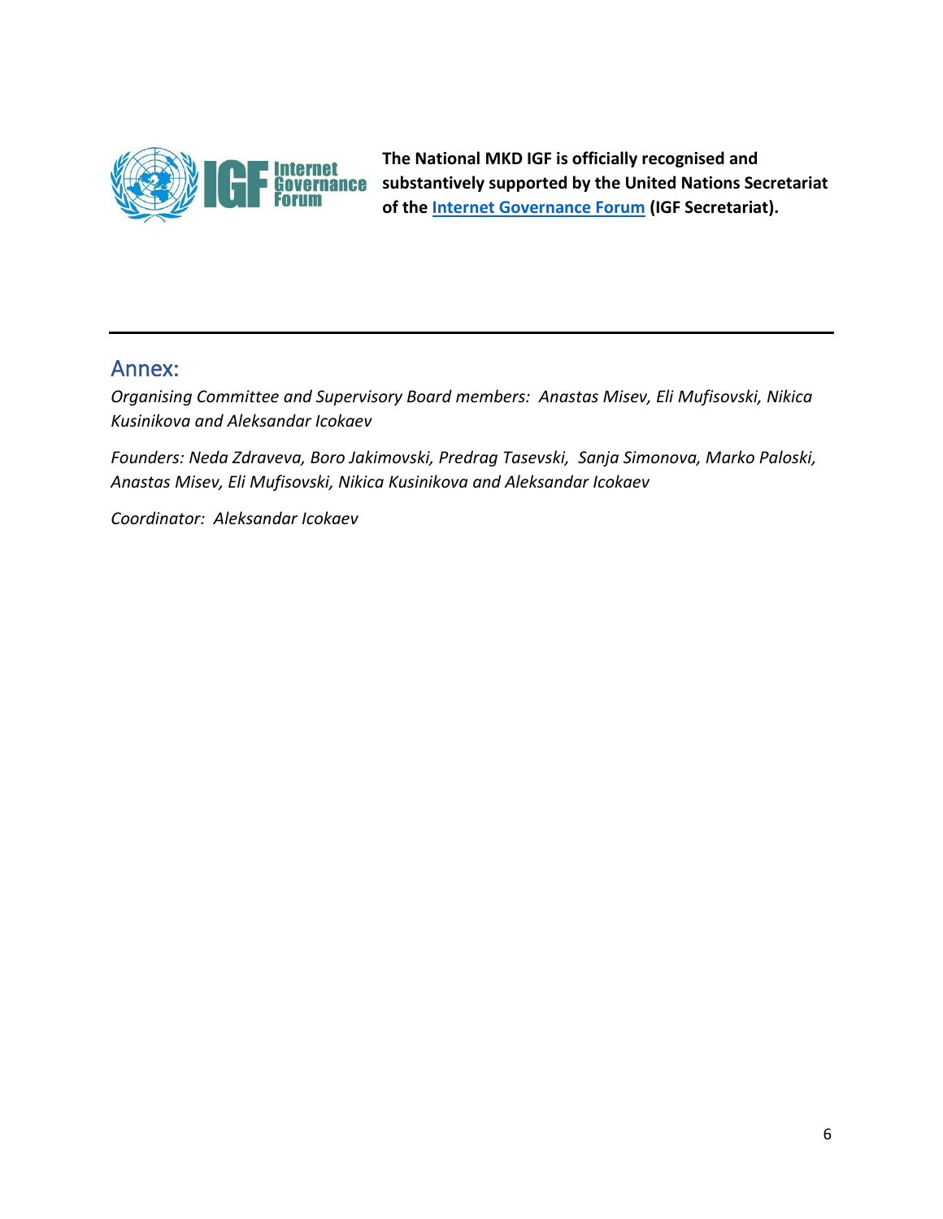**The National MKD IGF is officially recognised and substantively supported by the United Nations Secretariat of the [Internet Governance Forum](Internet Governance Forum) (IGF Secretariat).**

---

## Annex:

*Organising Committee and Supervisory Board members: Anastas Misev, Eli Mufisovski, Nikica Kusinikova and Aleksandar Icokaev*

*Founders: Neda Zdraveva, Boro Jakimovski, Predrag Tasevski, Sanja Simonova, Marko Paloski, Anastas Misev, Eli Mufisovski, Nikica Kusinikova and Aleksandar Icokaev*

*Coordinator: Aleksandar Icokaev*